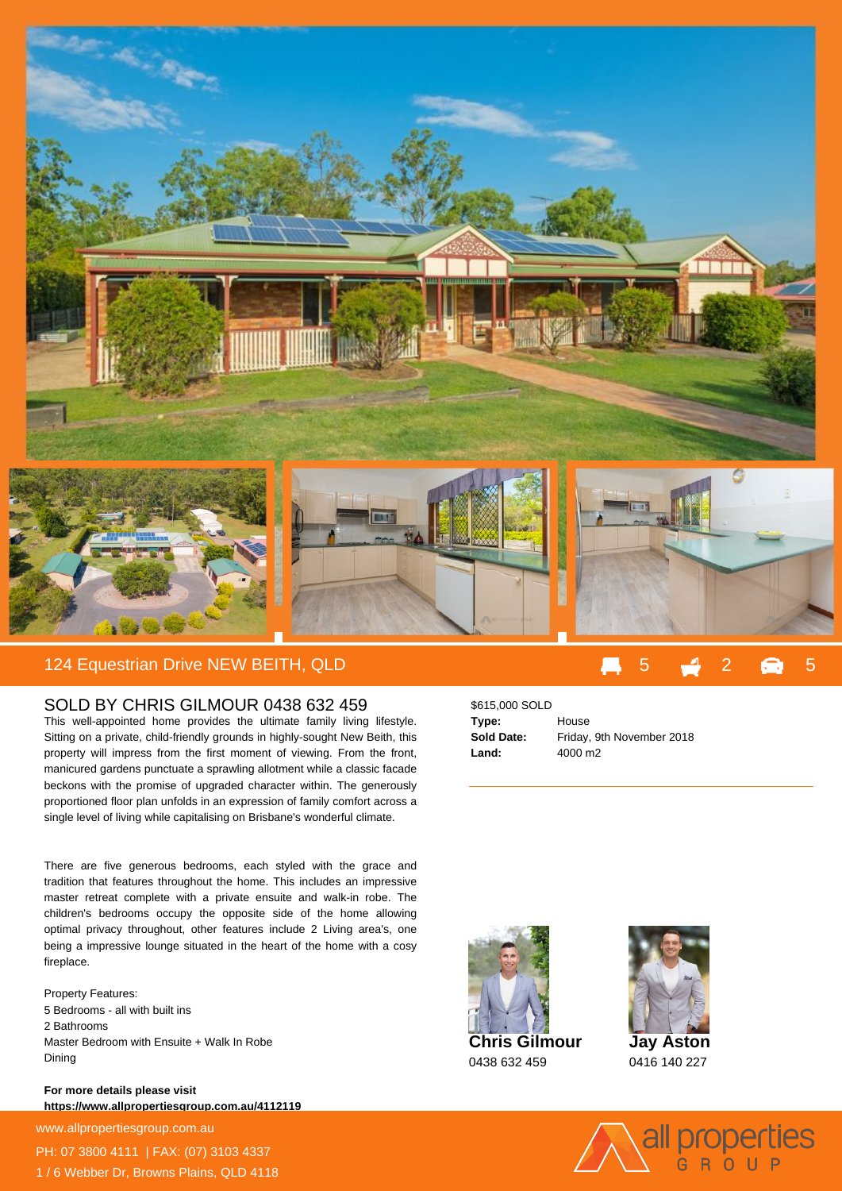# 124 Equestrian Drive NEW BEITH, QLD

5 | 2 | 5

## SOLD BY CHRIS GILMOUR 0438 632 459

This well-appointed home provides the ultimate family living lifestyle. Sitting on a private, child-friendly grounds in highly-sought New Beith, this property will impress from the first moment of viewing. From the front, manicured gardens punctuate a sprawling allotment while a classic facade beckons with the promise of upgraded character within. The generously proportioned floor plan unfolds in an expression of family comfort across a single level of living while capitalising on Brisbane's wonderful climate.

There are five generous bedrooms, each styled with the grace and tradition that features throughout the home. This includes an impressive master retreat complete with a private ensuite and walk-in robe. The children's bedrooms occupy the opposite side of the home allowing optimal privacy throughout, other features include 2 Living area's, one being a impressive lounge situated in the heart of the home with a cosy fireplace.

Property Features:
5 Bedrooms - all with built ins
2 Bathrooms
Master Bedroom with Ensuite + Walk In Robe
Dining

**For more details please visit**
**https://www.allpropertiesgroup.com.au/4112119**

$615,000 SOLD

| | |
|---|---|
| **Type:** | House |
| **Sold Date:** | Friday, 9th November 2018 |
| **Land:** | 4000 m2 |

**Chris Gilmour**
0438 632 459

**Jay Aston**
0416 140 227

www.allpropertiesgroup.com.au
PH: 07 3800 4111 | FAX: (07) 3103 4337
1 / 6 Webber Dr, Browns Plains, QLD 4118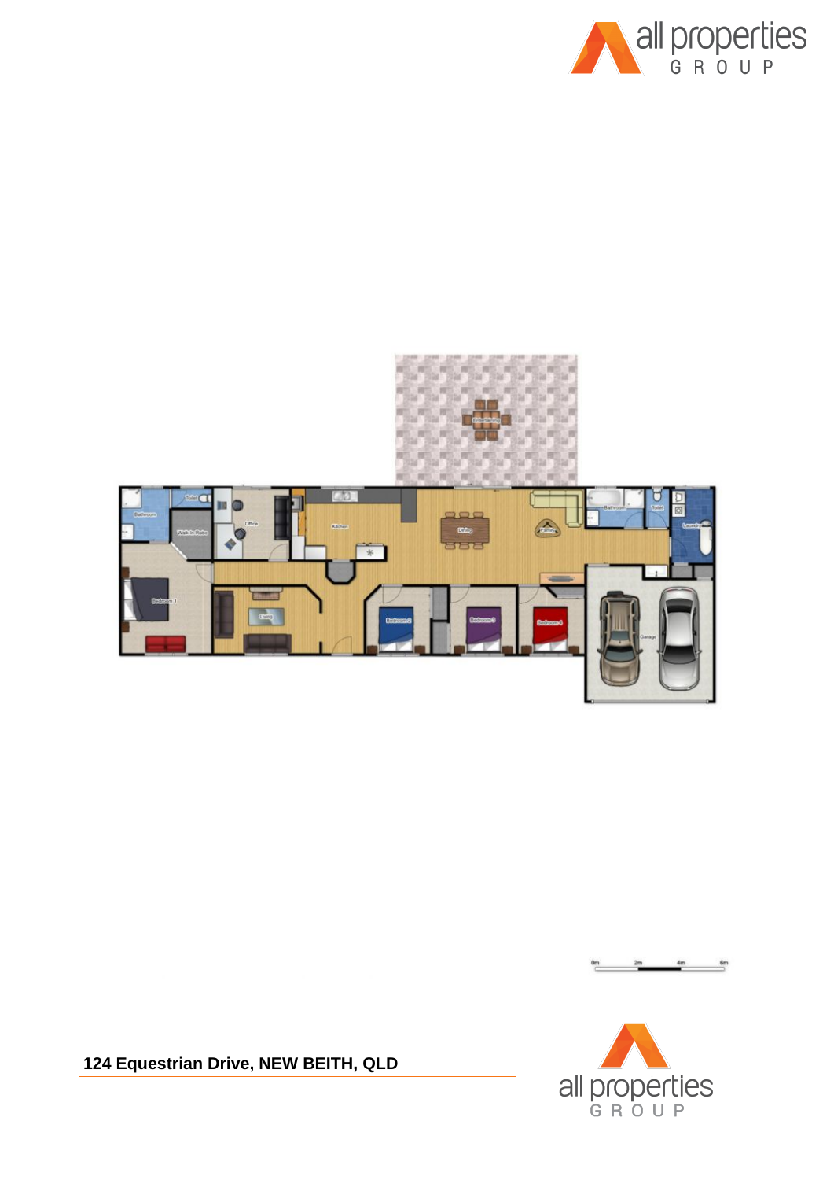Entertaining

Toilet

Bathroom

Walk in Robe

Office

Kitchen

Dining

Family

Bathroom

Toilet

Laundry

Bedroom 1

Living

Bedroom 2

Bedroom 3

Bedroom 4

Garage

0m 2m 4m 6m

**124 Equestrian Drive, NEW BEITH, QLD**